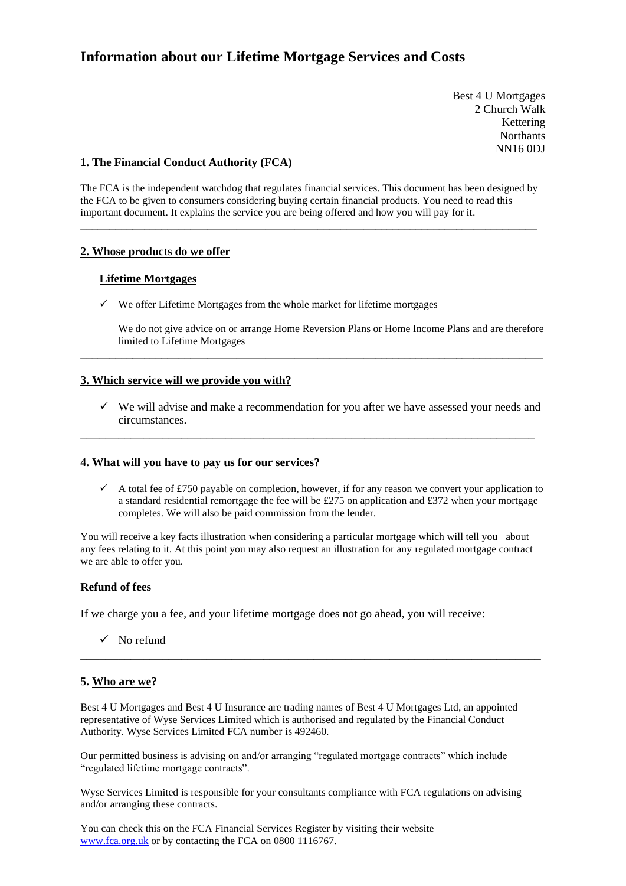# Information about our Lifetime Mortgage Services and Costs

Best 4 U Mortgages
2 Church Walk
Kettering
Northants
NN16 0DJ

## 1. The Financial Conduct Authority (FCA)

The FCA is the independent watchdog that regulates financial services. This document has been designed by the FCA to be given to consumers considering buying certain financial products. You need to read this important document. It explains the service you are being offered and how you will pay for it.

---

## 2. Whose products do we offer

### Lifetime Mortgages

- ✓ We offer Lifetime Mortgages from the whole market for lifetime mortgages

  We do not give advice on or arrange Home Reversion Plans or Home Income Plans and are therefore limited to Lifetime Mortgages

---

## 3. Which service will we provide you with?

- ✓ We will advise and make a recommendation for you after we have assessed your needs and circumstances.

---

## 4. What will you have to pay us for our services?

- ✓ A total fee of £750 payable on completion, however, if for any reason we convert your application to a standard residential remortgage the fee will be £275 on application and £372 when your mortgage completes. We will also be paid commission from the lender.

You will receive a key facts illustration when considering a particular mortgage which will tell you about any fees relating to it. At this point you may also request an illustration for any regulated mortgage contract we are able to offer you.

### Refund of fees

If we charge you a fee, and your lifetime mortgage does not go ahead, you will receive:

- ✓ No refund

---

## 5. Who are we?

Best 4 U Mortgages and Best 4 U Insurance are trading names of Best 4 U Mortgages Ltd, an appointed representative of Wyse Services Limited which is authorised and regulated by the Financial Conduct Authority. Wyse Services Limited FCA number is 492460.

Our permitted business is advising on and/or arranging "regulated mortgage contracts" which include "regulated lifetime mortgage contracts".

Wyse Services Limited is responsible for your consultants compliance with FCA regulations on advising and/or arranging these contracts.

You can check this on the FCA Financial Services Register by visiting their website www.fca.org.uk or by contacting the FCA on 0800 1116767.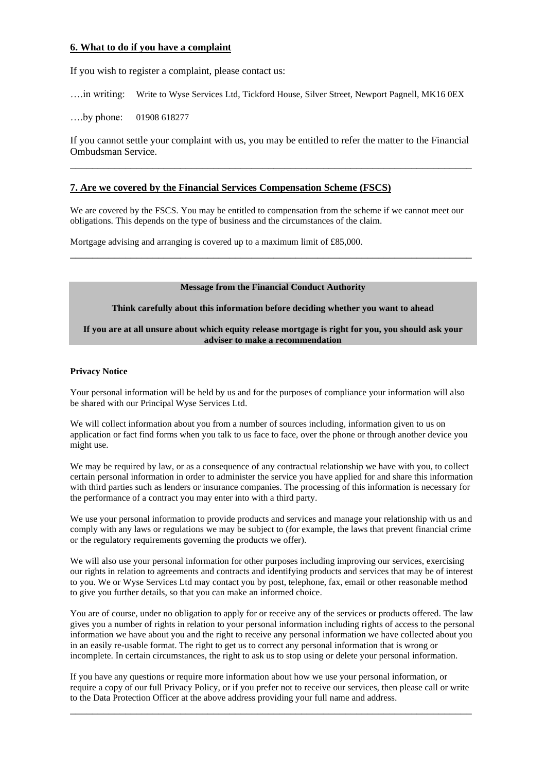## 6. What to do if you have a complaint

If you wish to register a complaint, please contact us:

….in writing: Write to Wyse Services Ltd, Tickford House, Silver Street, Newport Pagnell, MK16 0EX

….by phone: 01908 618277

If you cannot settle your complaint with us, you may be entitled to refer the matter to the Financial Ombudsman Service.

---

## 7. Are we covered by the Financial Services Compensation Scheme (FSCS)

We are covered by the FSCS. You may be entitled to compensation from the scheme if we cannot meet our obligations. This depends on the type of business and the circumstances of the claim.

Mortgage advising and arranging is covered up to a maximum limit of £85,000.

---

**Message from the Financial Conduct Authority**

**Think carefully about this information before deciding whether you want to ahead**

**If you are at all unsure about which equity release mortgage is right for you, you should ask your adviser to make a recommendation**

**Privacy Notice**

Your personal information will be held by us and for the purposes of compliance your information will also be shared with our Principal Wyse Services Ltd.

We will collect information about you from a number of sources including, information given to us on application or fact find forms when you talk to us face to face, over the phone or through another device you might use.

We may be required by law, or as a consequence of any contractual relationship we have with you, to collect certain personal information in order to administer the service you have applied for and share this information with third parties such as lenders or insurance companies. The processing of this information is necessary for the performance of a contract you may enter into with a third party.

We use your personal information to provide products and services and manage your relationship with us and comply with any laws or regulations we may be subject to (for example, the laws that prevent financial crime or the regulatory requirements governing the products we offer).

We will also use your personal information for other purposes including improving our services, exercising our rights in relation to agreements and contracts and identifying products and services that may be of interest to you. We or Wyse Services Ltd may contact you by post, telephone, fax, email or other reasonable method to give you further details, so that you can make an informed choice.

You are of course, under no obligation to apply for or receive any of the services or products offered. The law gives you a number of rights in relation to your personal information including rights of access to the personal information we have about you and the right to receive any personal information we have collected about you in an easily re-usable format. The right to get us to correct any personal information that is wrong or incomplete. In certain circumstances, the right to ask us to stop using or delete your personal information.

If you have any questions or require more information about how we use your personal information, or require a copy of our full Privacy Policy, or if you prefer not to receive our services, then please call or write to the Data Protection Officer at the above address providing your full name and address.

---